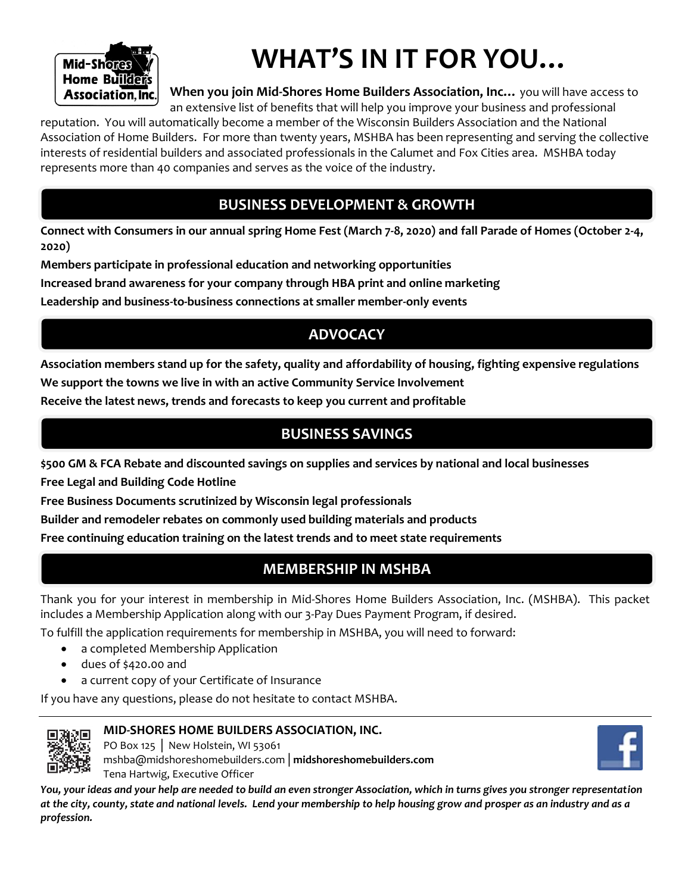# WHAT'S IN IT FOR YOU…

**When you join Mid-Shores Home Builders Association, Inc…** you will have access to an extensive list of benefits that will help you improve your business and professional reputation. You will automatically become a member of the Wisconsin Builders Association and the National Association of Home Builders. For more than twenty years, MSHBA has been representing and serving the collective interests of residential builders and associated professionals in the Calumet and Fox Cities area. MSHBA today represents more than 40 companies and serves as the voice of the industry.

## BUSINESS DEVELOPMENT & GROWTH

**Connect with Consumers in our annual spring Home Fest (March 7-8, 2020) and fall Parade of Homes (October 2-4, 2020)**

**Members participate in professional education and networking opportunities**

**Increased brand awareness for your company through HBA print and online marketing**

**Leadership and business-to-business connections at smaller member-only events**

## ADVOCACY

**Association members stand up for the safety, quality and affordability of housing, fighting expensive regulations**

**We support the towns we live in with an active Community Service Involvement**

**Receive the latest news, trends and forecasts to keep you current and profitable**

## BUSINESS SAVINGS

**$500 GM & FCA Rebate and discounted savings on supplies and services by national and local businesses**

**Free Legal and Building Code Hotline**

**Free Business Documents scrutinized by Wisconsin legal professionals**

**Builder and remodeler rebates on commonly used building materials and products**

**Free continuing education training on the latest trends and to meet state requirements**

## MEMBERSHIP IN MSHBA

Thank you for your interest in membership in Mid-Shores Home Builders Association, Inc. (MSHBA). This packet includes a Membership Application along with our 3-Pay Dues Payment Program, if desired.

To fulfill the application requirements for membership in MSHBA, you will need to forward:

- a completed Membership Application
- dues of $420.00 and
- a current copy of your Certificate of Insurance

If you have any questions, please do not hesitate to contact MSHBA.

---

**MID-SHORES HOME BUILDERS ASSOCIATION, INC.**
PO Box 125 │ New Holstein, WI 53061
mshba@midshoreshomebuilders.com │ **midshoreshomebuilders.com**
Tena Hartwig, Executive Officer

*You, your ideas and your help are needed to build an even stronger Association, which in turns gives you stronger representation at the city, county, state and national levels. Lend your membership to help housing grow and prosper as an industry and as a profession.*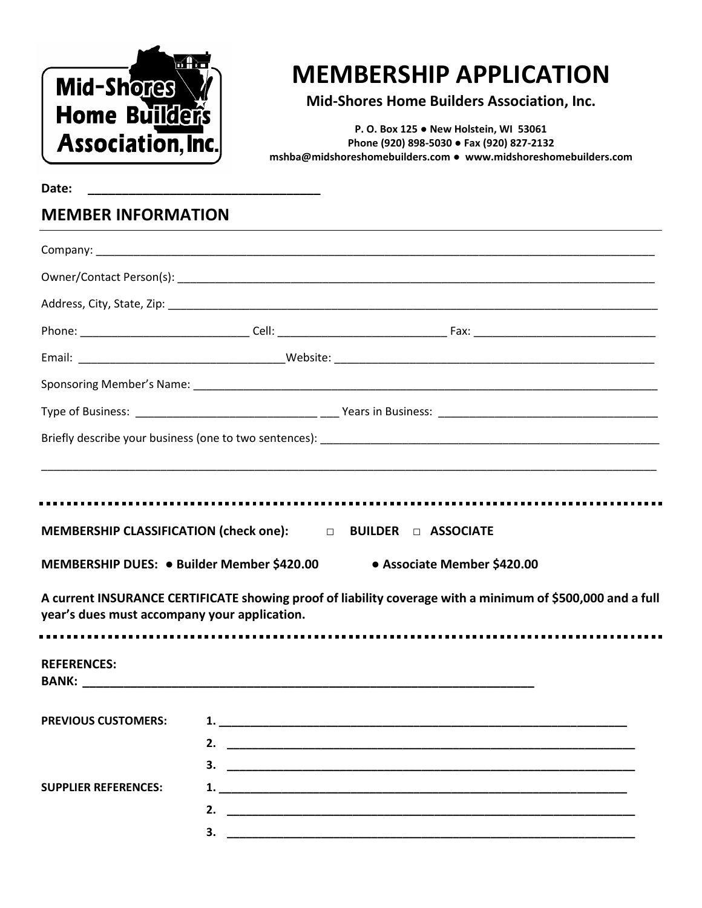# MEMBERSHIP APPLICATION

**Mid-Shores Home Builders Association, Inc.**

**P. O. Box 125 ● New Holstein, WI 53061**
**Phone (920) 898-5030 ● Fax (920) 827-2132**
**mshba@midshoreshomebuilders.com ● www.midshoreshomebuilders.com**

**Date:** ______________________________

## MEMBER INFORMATION

Company: ______________________________________________________________________________

Owner/Contact Person(s): ________________________________________________________________

Address, City, State, Zip: _________________________________________________________________

Phone: ________________________ Cell: ________________________ Fax: __________________________

Email: ____________________________ Website: ______________________________________________

Sponsoring Member's Name: ______________________________________________________________

Type of Business: __________________________ ___ Years in Business: ______________________________

Briefly describe your business (one to two sentences): ____________________________________________

______________________________________________________________________________________

**MEMBERSHIP CLASSIFICATION (check one):** □ **BUILDER** □ **ASSOCIATE**

**MEMBERSHIP DUES: ● Builder Member $420.00 ● Associate Member $420.00**

**A current INSURANCE CERTIFICATE showing proof of liability coverage with a minimum of $500,000 and a full year's dues must accompany your application.**

**REFERENCES:**

**BANK:** ______________________________________________________________

**PREVIOUS CUSTOMERS:**

1. ______________________________________________________________
2. ______________________________________________________________
3. ______________________________________________________________

**SUPPLIER REFERENCES:**

1. ______________________________________________________________
2. ______________________________________________________________
3. ______________________________________________________________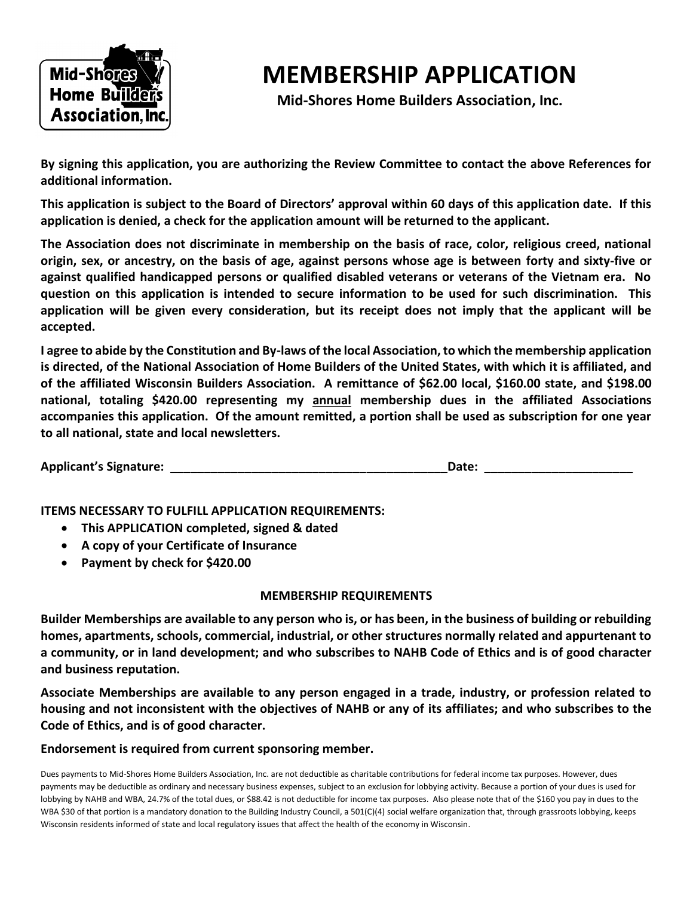# MEMBERSHIP APPLICATION

**Mid-Shores Home Builders Association, Inc.**

**By signing this application, you are authorizing the Review Committee to contact the above References for additional information.**

**This application is subject to the Board of Directors' approval within 60 days of this application date. If this application is denied, a check for the application amount will be returned to the applicant.**

**The Association does not discriminate in membership on the basis of race, color, religious creed, national origin, sex, or ancestry, on the basis of age, against persons whose age is between forty and sixty-five or against qualified handicapped persons or qualified disabled veterans or veterans of the Vietnam era. No question on this application is intended to secure information to be used for such discrimination. This application will be given every consideration, but its receipt does not imply that the applicant will be accepted.**

**I agree to abide by the Constitution and By-laws of the local Association, to which the membership application is directed, of the National Association of Home Builders of the United States, with which it is affiliated, and of the affiliated Wisconsin Builders Association. A remittance of $62.00 local, $160.00 state, and $198.00 national, totaling $420.00 representing my annual membership dues in the affiliated Associations accompanies this application. Of the amount remitted, a portion shall be used as subscription for one year to all national, state and local newsletters.**

**Applicant's Signature: ________________________________________ Date: _____________________**

**ITEMS NECESSARY TO FULFILL APPLICATION REQUIREMENTS:**

- **This APPLICATION completed, signed & dated**
- **A copy of your Certificate of Insurance**
- **Payment by check for $420.00**

## MEMBERSHIP REQUIREMENTS

**Builder Memberships are available to any person who is, or has been, in the business of building or rebuilding homes, apartments, schools, commercial, industrial, or other structures normally related and appurtenant to a community, or in land development; and who subscribes to NAHB Code of Ethics and is of good character and business reputation.**

**Associate Memberships are available to any person engaged in a trade, industry, or profession related to housing and not inconsistent with the objectives of NAHB or any of its affiliates; and who subscribes to the Code of Ethics, and is of good character.**

**Endorsement is required from current sponsoring member.**

Dues payments to Mid-Shores Home Builders Association, Inc. are not deductible as charitable contributions for federal income tax purposes. However, dues payments may be deductible as ordinary and necessary business expenses, subject to an exclusion for lobbying activity. Because a portion of your dues is used for lobbying by NAHB and WBA, 24.7% of the total dues, or $88.42 is not deductible for income tax purposes. Also please note that of the $160 you pay in dues to the WBA $30 of that portion is a mandatory donation to the Building Industry Council, a 501(C)(4) social welfare organization that, through grassroots lobbying, keeps Wisconsin residents informed of state and local regulatory issues that affect the health of the economy in Wisconsin.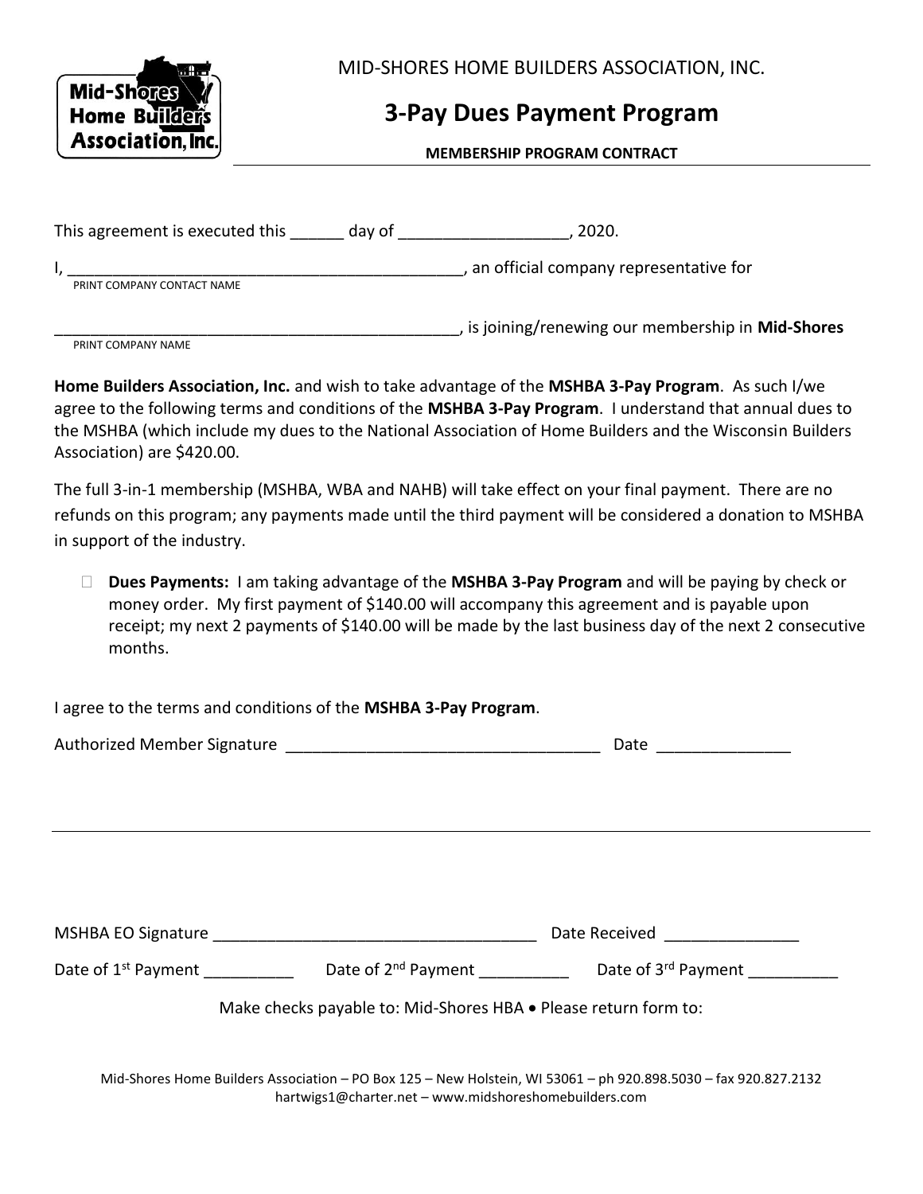MID-SHORES HOME BUILDERS ASSOCIATION, INC.

# 3-Pay Dues Payment Program

**MEMBERSHIP PROGRAM CONTRACT**

This agreement is executed this ______ day of ___________________, 2020.

I, _____________________________________________, an official company representative for
PRINT COMPANY CONTACT NAME

_______________________________________________, is joining/renewing our membership in **Mid-Shores**
PRINT COMPANY NAME

**Home Builders Association, Inc.** and wish to take advantage of the **MSHBA 3-Pay Program**. As such I/we agree to the following terms and conditions of the **MSHBA 3-Pay Program**. I understand that annual dues to the MSHBA (which include my dues to the National Association of Home Builders and the Wisconsin Builders Association) are $420.00.

The full 3-in-1 membership (MSHBA, WBA and NAHB) will take effect on your final payment. There are no refunds on this program; any payments made until the third payment will be considered a donation to MSHBA in support of the industry.

- ☐ **Dues Payments:** I am taking advantage of the **MSHBA 3-Pay Program** and will be paying by check or money order. My first payment of $140.00 will accompany this agreement and is payable upon receipt; my next 2 payments of $140.00 will be made by the last business day of the next 2 consecutive months.

I agree to the terms and conditions of the **MSHBA 3-Pay Program**.

Authorized Member Signature ___________________________________ Date _______________

---

MSHBA EO Signature ____________________________________ Date Received _______________

Date of 1st Payment __________ Date of 2nd Payment __________ Date of 3rd Payment __________

Make checks payable to: Mid-Shores HBA • Please return form to:

Mid-Shores Home Builders Association – PO Box 125 – New Holstein, WI 53061 – ph 920.898.5030 – fax 920.827.2132
hartwigs1@charter.net – www.midshoreshomebuilders.com